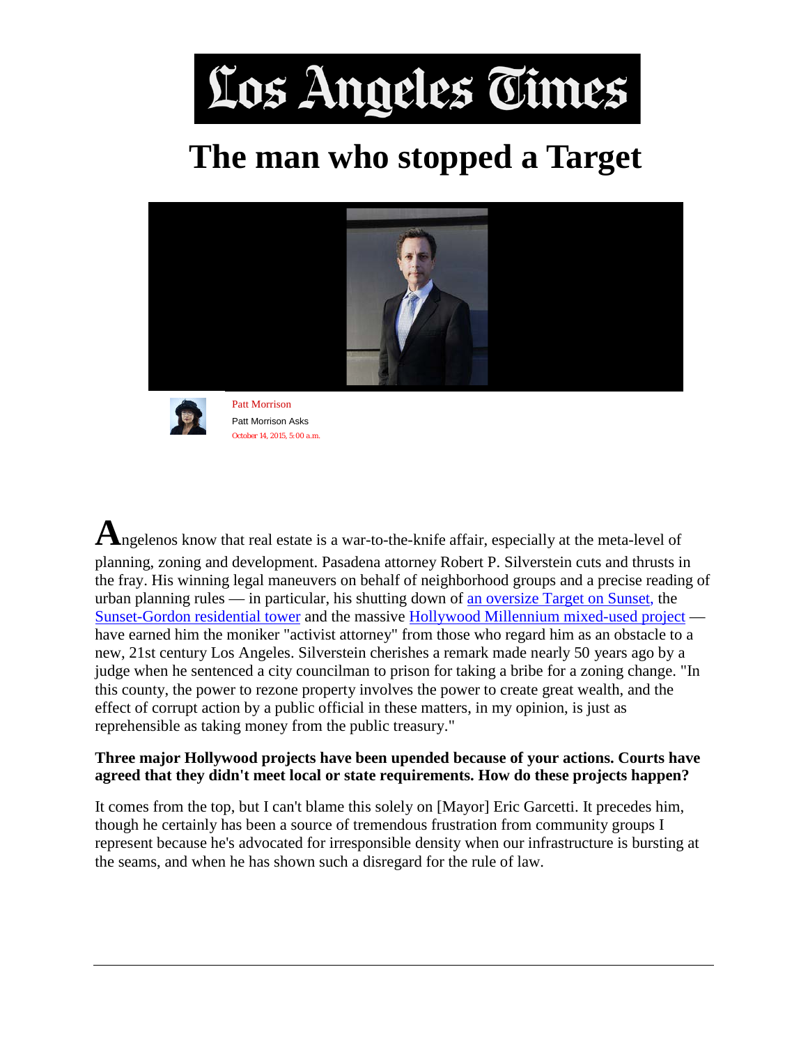Los Angeles Times

# The man who stopped a Target

Patt Morrison
Patt Morrison Asks
October 14, 2015, 5:00 a.m.

Angelenos know that real estate is a war-to-the-knife affair, especially at the meta-level of planning, zoning and development. Pasadena attorney Robert P. Silverstein cuts and thrusts in the fray. His winning legal maneuvers on behalf of neighborhood groups and a precise reading of urban planning rules — in particular, his shutting down of an oversize Target on Sunset, the Sunset-Gordon residential tower and the massive Hollywood Millennium mixed-used project — have earned him the moniker "activist attorney" from those who regard him as an obstacle to a new, 21st century Los Angeles. Silverstein cherishes a remark made nearly 50 years ago by a judge when he sentenced a city councilman to prison for taking a bribe for a zoning change. "In this county, the power to rezone property involves the power to create great wealth, and the effect of corrupt action by a public official in these matters, in my opinion, is just as reprehensible as taking money from the public treasury."

**Three major Hollywood projects have been upended because of your actions. Courts have agreed that they didn't meet local or state requirements. How do these projects happen?**

It comes from the top, but I can't blame this solely on [Mayor] Eric Garcetti. It precedes him, though he certainly has been a source of tremendous frustration from community groups I represent because he's advocated for irresponsible density when our infrastructure is bursting at the seams, and when he has shown such a disregard for the rule of law.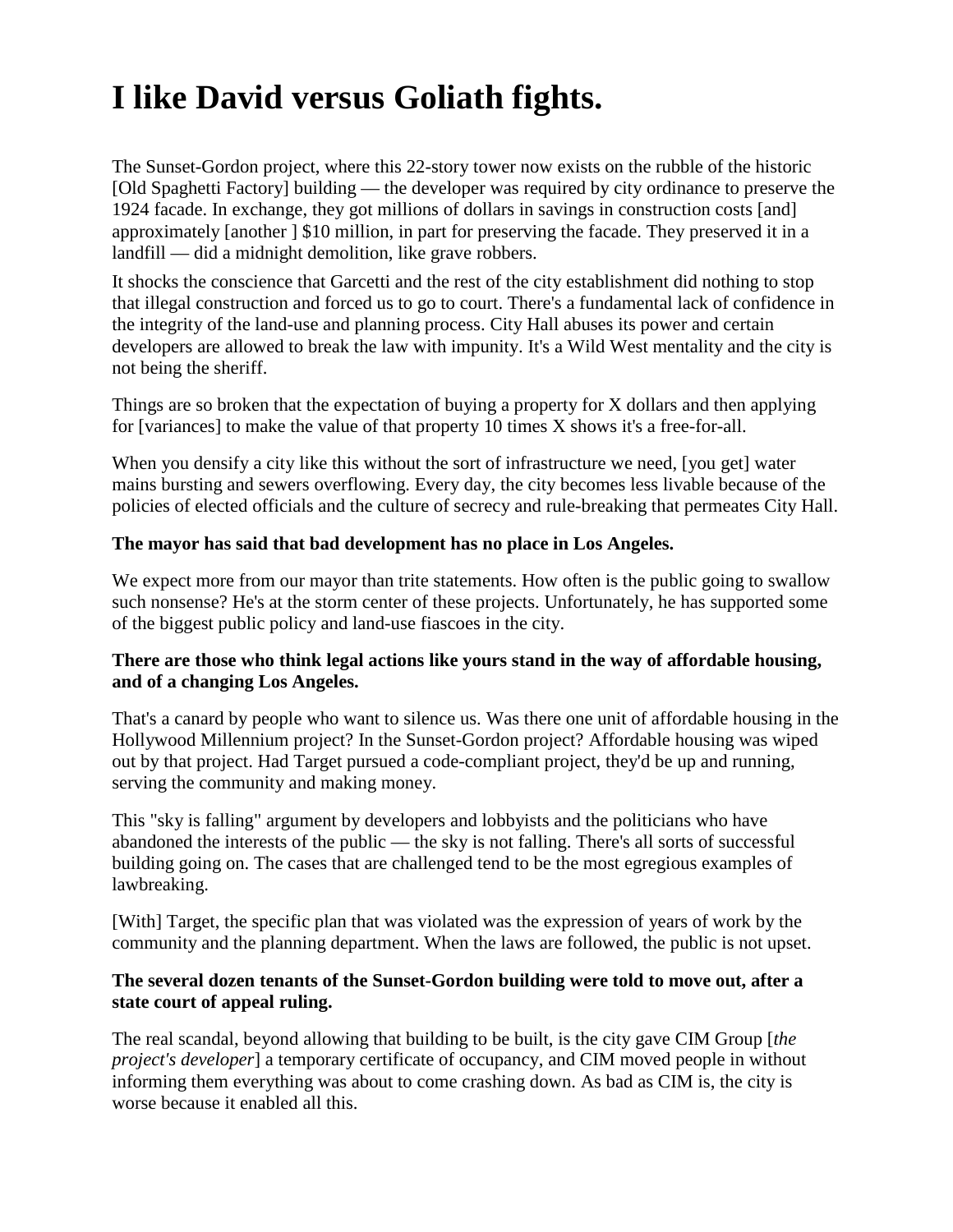# I like David versus Goliath fights.

The Sunset-Gordon project, where this 22-story tower now exists on the rubble of the historic [Old Spaghetti Factory] building — the developer was required by city ordinance to preserve the 1924 facade. In exchange, they got millions of dollars in savings in construction costs [and] approximately [another ] $10 million, in part for preserving the facade. They preserved it in a landfill — did a midnight demolition, like grave robbers.

It shocks the conscience that Garcetti and the rest of the city establishment did nothing to stop that illegal construction and forced us to go to court. There's a fundamental lack of confidence in the integrity of the land-use and planning process. City Hall abuses its power and certain developers are allowed to break the law with impunity. It's a Wild West mentality and the city is not being the sheriff.

Things are so broken that the expectation of buying a property for X dollars and then applying for [variances] to make the value of that property 10 times X shows it's a free-for-all.

When you densify a city like this without the sort of infrastructure we need, [you get] water mains bursting and sewers overflowing. Every day, the city becomes less livable because of the policies of elected officials and the culture of secrecy and rule-breaking that permeates City Hall.

**The mayor has said that bad development has no place in Los Angeles.**

We expect more from our mayor than trite statements. How often is the public going to swallow such nonsense? He's at the storm center of these projects. Unfortunately, he has supported some of the biggest public policy and land-use fiascoes in the city.

**There are those who think legal actions like yours stand in the way of affordable housing, and of a changing Los Angeles.**

That's a canard by people who want to silence us. Was there one unit of affordable housing in the Hollywood Millennium project? In the Sunset-Gordon project? Affordable housing was wiped out by that project. Had Target pursued a code-compliant project, they'd be up and running, serving the community and making money.

This "sky is falling" argument by developers and lobbyists and the politicians who have abandoned the interests of the public — the sky is not falling. There's all sorts of successful building going on. The cases that are challenged tend to be the most egregious examples of lawbreaking.

[With] Target, the specific plan that was violated was the expression of years of work by the community and the planning department. When the laws are followed, the public is not upset.

**The several dozen tenants of the Sunset-Gordon building were told to move out, after a state court of appeal ruling.**

The real scandal, beyond allowing that building to be built, is the city gave CIM Group [*the project's developer*] a temporary certificate of occupancy, and CIM moved people in without informing them everything was about to come crashing down. As bad as CIM is, the city is worse because it enabled all this.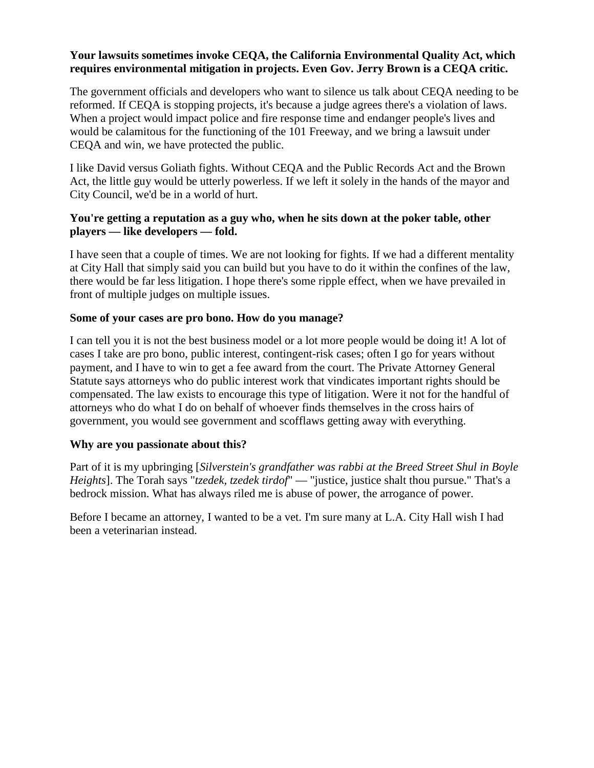**Your lawsuits sometimes invoke CEQA, the California Environmental Quality Act, which requires environmental mitigation in projects. Even Gov. Jerry Brown is a CEQA critic.**

The government officials and developers who want to silence us talk about CEQA needing to be reformed. If CEQA is stopping projects, it's because a judge agrees there's a violation of laws. When a project would impact police and fire response time and endanger people's lives and would be calamitous for the functioning of the 101 Freeway, and we bring a lawsuit under CEQA and win, we have protected the public.

I like David versus Goliath fights. Without CEQA and the Public Records Act and the Brown Act, the little guy would be utterly powerless. If we left it solely in the hands of the mayor and City Council, we'd be in a world of hurt.

**You're getting a reputation as a guy who, when he sits down at the poker table, other players — like developers — fold.**

I have seen that a couple of times. We are not looking for fights. If we had a different mentality at City Hall that simply said you can build but you have to do it within the confines of the law, there would be far less litigation. I hope there's some ripple effect, when we have prevailed in front of multiple judges on multiple issues.

**Some of your cases are pro bono. How do you manage?**

I can tell you it is not the best business model or a lot more people would be doing it! A lot of cases I take are pro bono, public interest, contingent-risk cases; often I go for years without payment, and I have to win to get a fee award from the court. The Private Attorney General Statute says attorneys who do public interest work that vindicates important rights should be compensated. The law exists to encourage this type of litigation. Were it not for the handful of attorneys who do what I do on behalf of whoever finds themselves in the cross hairs of government, you would see government and scofflaws getting away with everything.

**Why are you passionate about this?**

Part of it is my upbringing [*Silverstein's grandfather was rabbi at the Breed Street Shul in Boyle Heights*]. The Torah says "*tzedek, tzedek tirdof*" — "justice, justice shalt thou pursue." That's a bedrock mission. What has always riled me is abuse of power, the arrogance of power.

Before I became an attorney, I wanted to be a vet. I'm sure many at L.A. City Hall wish I had been a veterinarian instead.